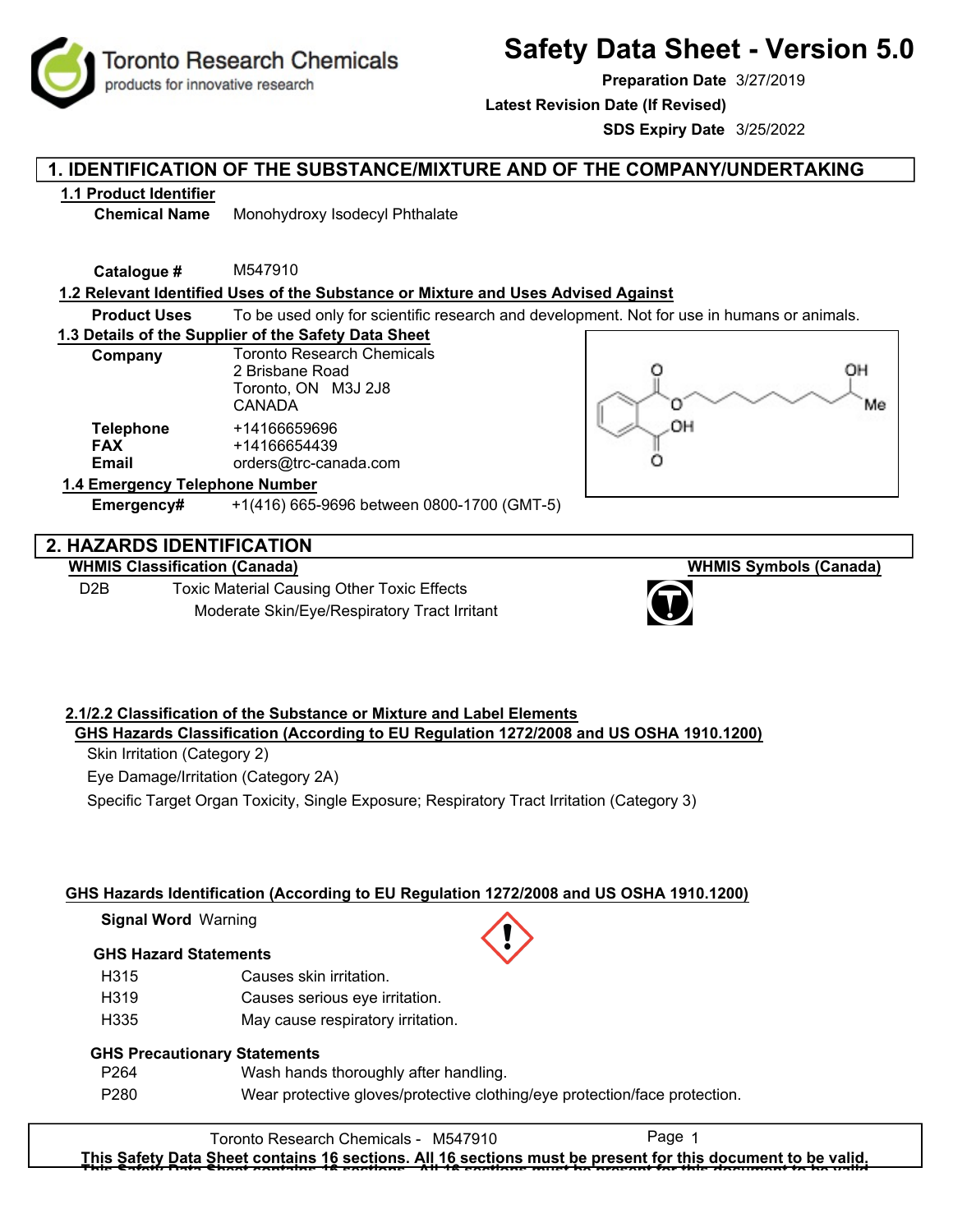# Safety Data Sheet - Version 5.0

**Preparation Date** 3/27/2019

**Latest Revision Date (If Revised)**

**SDS Expiry Date** 3/25/2022

## 1. IDENTIFICATION OF THE SUBSTANCE/MIXTURE AND OF THE COMPANY/UNDERTAKING

### 1.1 Product Identifier

**Chemical Name** Monohydroxy Isodecyl Phthalate

**Catalogue #** M547910

### 1.2 Relevant Identified Uses of the Substance or Mixture and Uses Advised Against

**Product Uses** To be used only for scientific research and development. Not for use in humans or animals.

### 1.3 Details of the Supplier of the Safety Data Sheet

**Company** Toronto Research Chemicals
2 Brisbane Road
Toronto, ON M3J 2J8
CANADA

**Telephone** +14166659696
**FAX** +14166654439
**Email** orders@trc-canada.com

### 1.4 Emergency Telephone Number

**Emergency#** +1(416) 665-9696 between 0800-1700 (GMT-5)

## 2. HAZARDS IDENTIFICATION

**WHMIS Classification (Canada)**

D2B Toxic Material Causing Other Toxic Effects
Moderate Skin/Eye/Respiratory Tract Irritant

**WHMIS Symbols (Canada)**

### 2.1/2.2 Classification of the Substance or Mixture and Label Elements

**GHS Hazards Classification (According to EU Regulation 1272/2008 and US OSHA 1910.1200)**

Skin Irritation (Category 2)
Eye Damage/Irritation (Category 2A)
Specific Target Organ Toxicity, Single Exposure; Respiratory Tract Irritation (Category 3)

**GHS Hazards Identification (According to EU Regulation 1272/2008 and US OSHA 1910.1200)**

**Signal Word** Warning

**GHS Hazard Statements**

| | |
|---|---|
| H315 | Causes skin irritation. |
| H319 | Causes serious eye irritation. |
| H335 | May cause respiratory irritation. |

**GHS Precautionary Statements**

| | |
|---|---|
| P264 | Wash hands thoroughly after handling. |
| P280 | Wear protective gloves/protective clothing/eye protection/face protection. |

**This Safety Data Sheet contains 16 sections. All 16 sections must be present for this document to be valid.**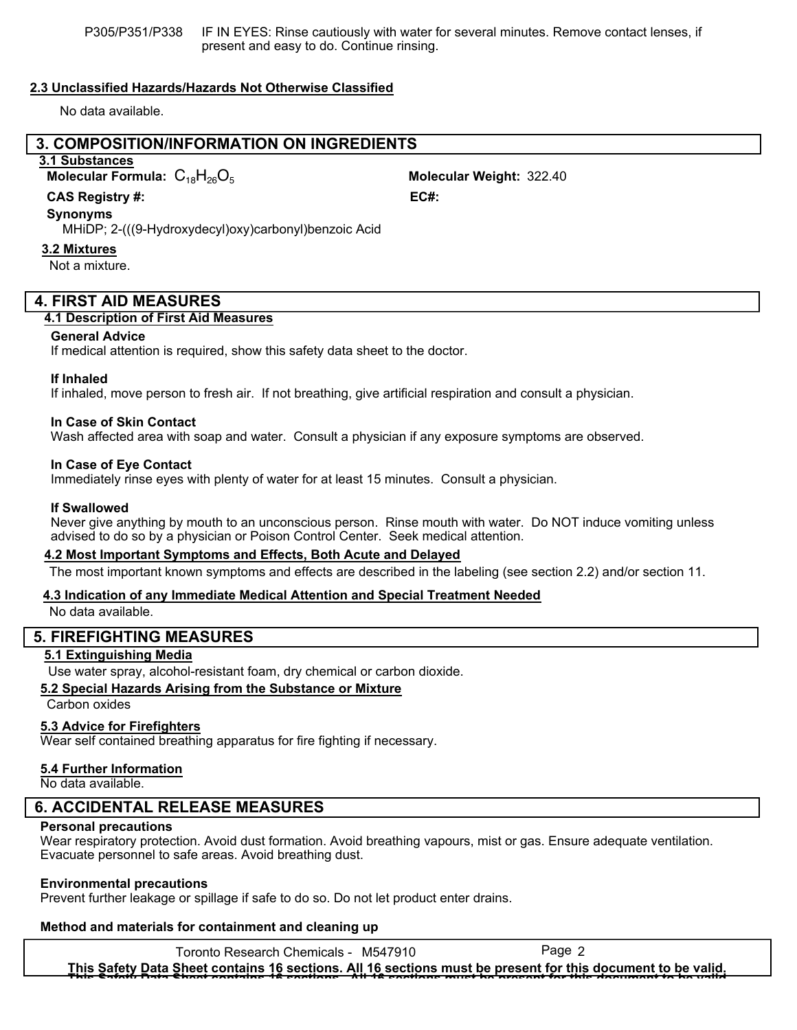P305/P351/P338 IF IN EYES: Rinse cautiously with water for several minutes. Remove contact lenses, if present and easy to do. Continue rinsing.

**2.3 Unclassified Hazards/Hazards Not Otherwise Classified**

No data available.

## 3. COMPOSITION/INFORMATION ON INGREDIENTS

**3.1 Substances**

**Molecular Formula:** $C_{18}H_{26}O_5$

**Molecular Weight:** 322.40

**CAS Registry #:**

**EC#:**

**Synonyms**

MHiDP; 2-(((9-Hydroxydecyl)oxy)carbonyl)benzoic Acid

**3.2 Mixtures**

Not a mixture.

## 4. FIRST AID MEASURES

**4.1 Description of First Aid Measures**

**General Advice**

If medical attention is required, show this safety data sheet to the doctor.

**If Inhaled**

If inhaled, move person to fresh air. If not breathing, give artificial respiration and consult a physician.

**In Case of Skin Contact**

Wash affected area with soap and water. Consult a physician if any exposure symptoms are observed.

**In Case of Eye Contact**

Immediately rinse eyes with plenty of water for at least 15 minutes. Consult a physician.

**If Swallowed**

Never give anything by mouth to an unconscious person. Rinse mouth with water. Do NOT induce vomiting unless advised to do so by a physician or Poison Control Center. Seek medical attention.

**4.2 Most Important Symptoms and Effects, Both Acute and Delayed**

The most important known symptoms and effects are described in the labeling (see section 2.2) and/or section 11.

**4.3 Indication of any Immediate Medical Attention and Special Treatment Needed**

No data available.

## 5. FIREFIGHTING MEASURES

**5.1 Extinguishing Media**

Use water spray, alcohol-resistant foam, dry chemical or carbon dioxide.

**5.2 Special Hazards Arising from the Substance or Mixture**

Carbon oxides

**5.3 Advice for Firefighters**

Wear self contained breathing apparatus for fire fighting if necessary.

**5.4 Further Information**

No data available.

## 6. ACCIDENTAL RELEASE MEASURES

**Personal precautions**

Wear respiratory protection. Avoid dust formation. Avoid breathing vapours, mist or gas. Ensure adequate ventilation. Evacuate personnel to safe areas. Avoid breathing dust.

**Environmental precautions**

Prevent further leakage or spillage if safe to do so. Do not let product enter drains.

**Method and materials for containment and cleaning up**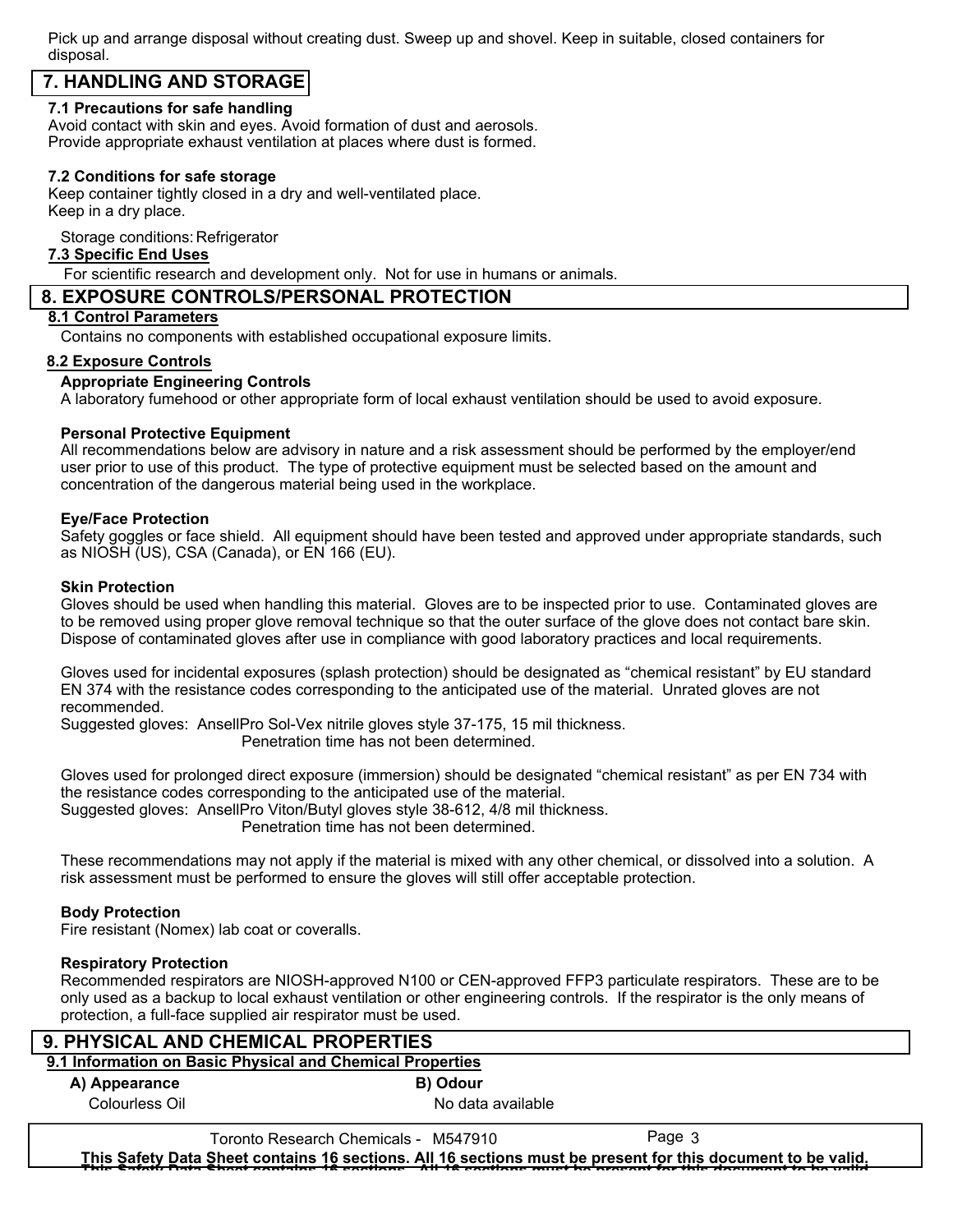Pick up and arrange disposal without creating dust. Sweep up and shovel. Keep in suitable, closed containers for disposal.

## 7. HANDLING AND STORAGE

### 7.1 Precautions for safe handling

Avoid contact with skin and eyes. Avoid formation of dust and aerosols.
Provide appropriate exhaust ventilation at places where dust is formed.

### 7.2 Conditions for safe storage

Keep container tightly closed in a dry and well-ventilated place.
Keep in a dry place.

Storage conditions: Refrigerator

### 7.3 Specific End Uses

For scientific research and development only. Not for use in humans or animals.

## 8. EXPOSURE CONTROLS/PERSONAL PROTECTION

### 8.1 Control Parameters

Contains no components with established occupational exposure limits.

### 8.2 Exposure Controls

**Appropriate Engineering Controls**

A laboratory fumehood or other appropriate form of local exhaust ventilation should be used to avoid exposure.

**Personal Protective Equipment**

All recommendations below are advisory in nature and a risk assessment should be performed by the employer/end user prior to use of this product. The type of protective equipment must be selected based on the amount and concentration of the dangerous material being used in the workplace.

**Eye/Face Protection**

Safety goggles or face shield. All equipment should have been tested and approved under appropriate standards, such as NIOSH (US), CSA (Canada), or EN 166 (EU).

**Skin Protection**

Gloves should be used when handling this material. Gloves are to be inspected prior to use. Contaminated gloves are to be removed using proper glove removal technique so that the outer surface of the glove does not contact bare skin. Dispose of contaminated gloves after use in compliance with good laboratory practices and local requirements.

Gloves used for incidental exposures (splash protection) should be designated as “chemical resistant” by EU standard EN 374 with the resistance codes corresponding to the anticipated use of the material. Unrated gloves are not recommended.
Suggested gloves: AnsellPro Sol-Vex nitrile gloves style 37-175, 15 mil thickness.
Penetration time has not been determined.

Gloves used for prolonged direct exposure (immersion) should be designated “chemical resistant” as per EN 734 with the resistance codes corresponding to the anticipated use of the material.
Suggested gloves: AnsellPro Viton/Butyl gloves style 38-612, 4/8 mil thickness.
Penetration time has not been determined.

These recommendations may not apply if the material is mixed with any other chemical, or dissolved into a solution. A risk assessment must be performed to ensure the gloves will still offer acceptable protection.

**Body Protection**

Fire resistant (Nomex) lab coat or coveralls.

**Respiratory Protection**

Recommended respirators are NIOSH-approved N100 or CEN-approved FFP3 particulate respirators. These are to be only used as a backup to local exhaust ventilation or other engineering controls. If the respirator is the only means of protection, a full-face supplied air respirator must be used.

## 9. PHYSICAL AND CHEMICAL PROPERTIES

### 9.1 Information on Basic Physical and Chemical Properties

**A) Appearance**
Colourless Oil

**B) Odour**
No data available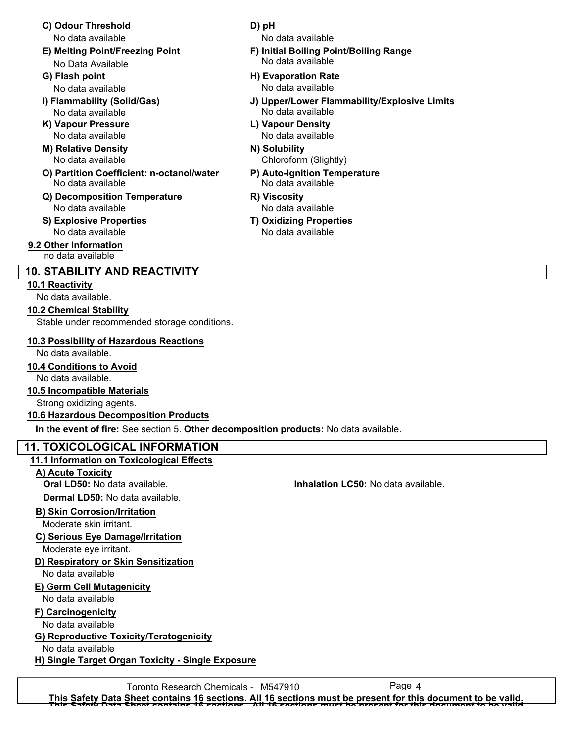**C) Odour Threshold**
No data available

**D) pH**
No data available

**E) Melting Point/Freezing Point**
No Data Available

**F) Initial Boiling Point/Boiling Range**
No data available

**G) Flash point**
No data available

**H) Evaporation Rate**
No data available

**I) Flammability (Solid/Gas)**
No data available

**J) Upper/Lower Flammability/Explosive Limits**
No data available

**K) Vapour Pressure**
No data available

**L) Vapour Density**
No data available

**M) Relative Density**
No data available

**N) Solubility**
Chloroform (Slightly)

**O) Partition Coefficient: n-octanol/water**
No data available

**P) Auto-Ignition Temperature**
No data available

**Q) Decomposition Temperature**
No data available

**R) Viscosity**
No data available

**S) Explosive Properties**
No data available

**T) Oxidizing Properties**
No data available

### 9.2 Other Information

no data available

## 10. STABILITY AND REACTIVITY

### 10.1 Reactivity

No data available.

### 10.2 Chemical Stability

Stable under recommended storage conditions.

### 10.3 Possibility of Hazardous Reactions

No data available.

### 10.4 Conditions to Avoid

No data available.

### 10.5 Incompatible Materials

Strong oxidizing agents.

### 10.6 Hazardous Decomposition Products

**In the event of fire:** See section 5. **Other decomposition products:** No data available.

## 11. TOXICOLOGICAL INFORMATION

### 11.1 Information on Toxicological Effects

**A) Acute Toxicity**

**Oral LD50:** No data available.

**Inhalation LC50:** No data available.

**Dermal LD50:** No data available.

**B) Skin Corrosion/Irritation**

Moderate skin irritant.

**C) Serious Eye Damage/Irritation**

Moderate eye irritant.

**D) Respiratory or Skin Sensitization**

No data available

**E) Germ Cell Mutagenicity**

No data available

**F) Carcinogenicity**

No data available

**G) Reproductive Toxicity/Teratogenicity**

No data available

**H) Single Target Organ Toxicity - Single Exposure**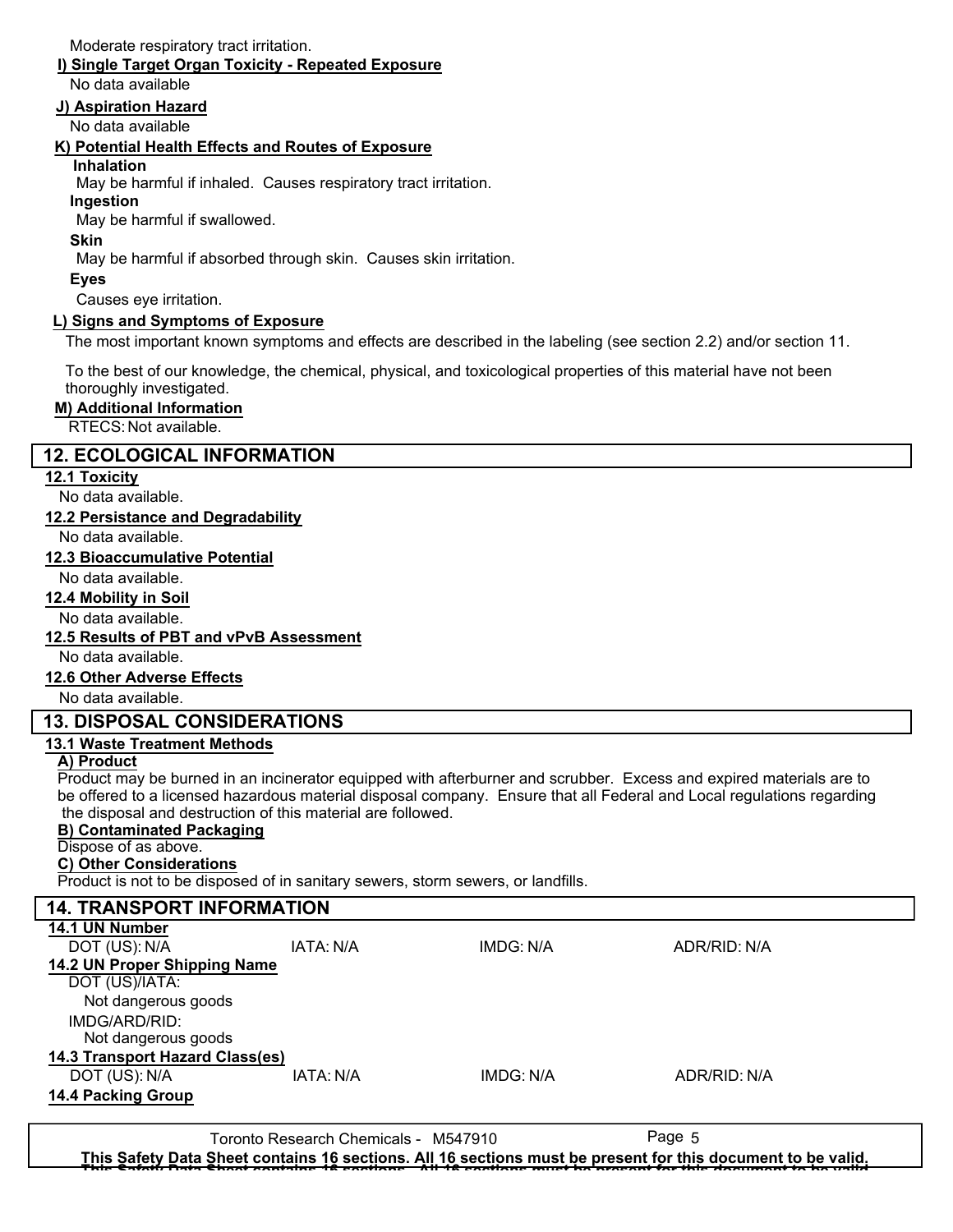Moderate respiratory tract irritation.

**I) Single Target Organ Toxicity - Repeated Exposure**

No data available

**J) Aspiration Hazard**

No data available

**K) Potential Health Effects and Routes of Exposure**

**Inhalation**

May be harmful if inhaled. Causes respiratory tract irritation.

**Ingestion**

May be harmful if swallowed.

**Skin**

May be harmful if absorbed through skin. Causes skin irritation.

**Eyes**

Causes eye irritation.

**L) Signs and Symptoms of Exposure**

The most important known symptoms and effects are described in the labeling (see section 2.2) and/or section 11.

To the best of our knowledge, the chemical, physical, and toxicological properties of this material have not been thoroughly investigated.

**M) Additional Information**

RTECS: Not available.

## 12. ECOLOGICAL INFORMATION

**12.1 Toxicity**

No data available.

**12.2 Persistance and Degradability**

No data available.

**12.3 Bioaccumulative Potential**

No data available.

**12.4 Mobility in Soil**

No data available.

**12.5 Results of PBT and vPvB Assessment**

No data available.

**12.6 Other Adverse Effects**

No data available.

## 13. DISPOSAL CONSIDERATIONS

**13.1 Waste Treatment Methods**

**A) Product**

Product may be burned in an incinerator equipped with afterburner and scrubber. Excess and expired materials are to be offered to a licensed hazardous material disposal company. Ensure that all Federal and Local regulations regarding the disposal and destruction of this material are followed.

**B) Contaminated Packaging**

Dispose of as above.

**C) Other Considerations**

Product is not to be disposed of in sanitary sewers, storm sewers, or landfills.

## 14. TRANSPORT INFORMATION

**14.1 UN Number**

DOT (US): N/A　　IATA: N/A　　IMDG: N/A　　ADR/RID: N/A

**14.2 UN Proper Shipping Name**

DOT (US)/IATA:

Not dangerous goods

IMDG/ARD/RID:

Not dangerous goods

**14.3 Transport Hazard Class(es)**

DOT (US): N/A　　IATA: N/A　　IMDG: N/A　　ADR/RID: N/A

**14.4 Packing Group**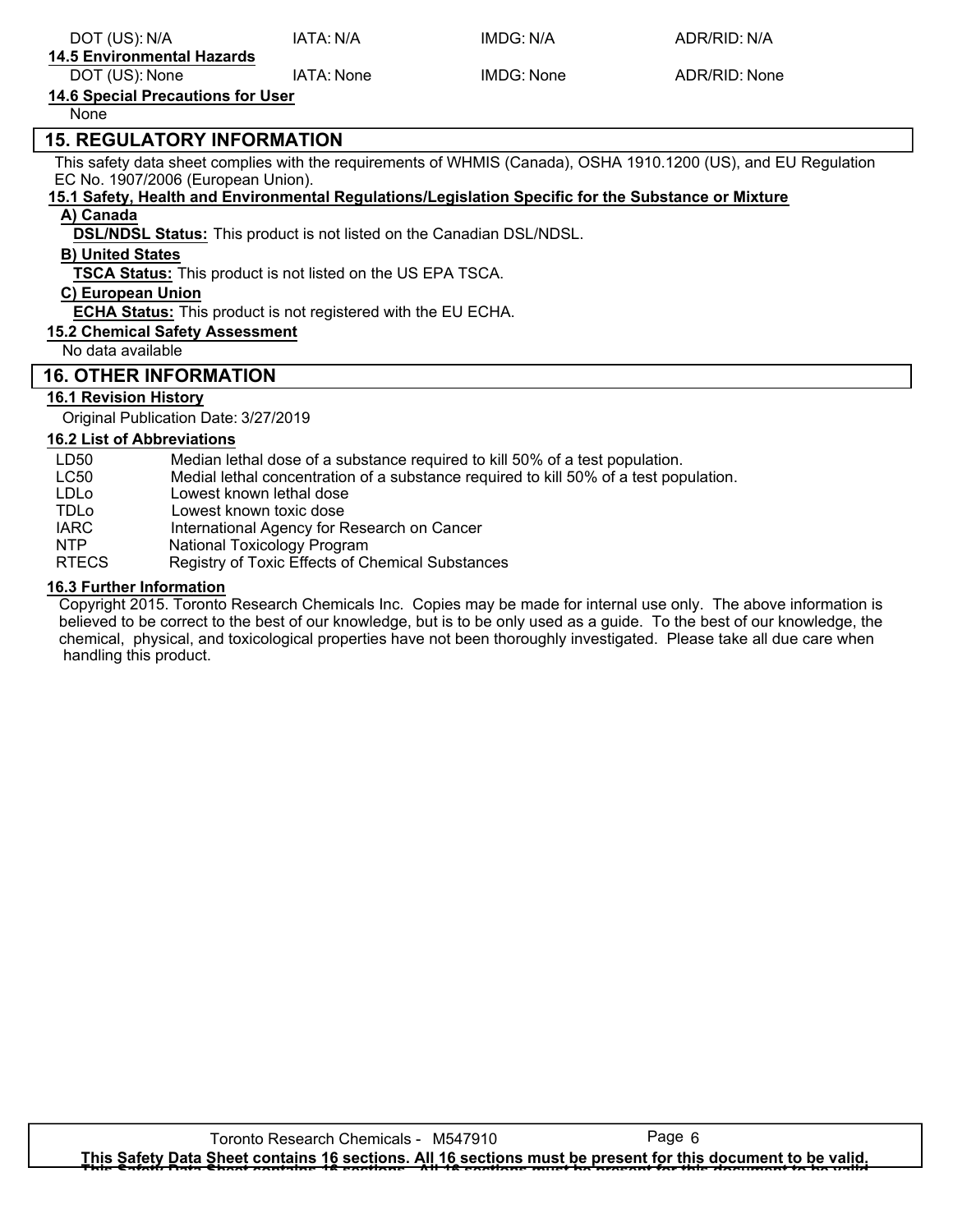| | | | |
|---|---|---|---|
| DOT (US): N/A | IATA: N/A | IMDG: N/A | ADR/RID: N/A |

**14.5 Environmental Hazards**

| | | | |
|---|---|---|---|
| DOT (US): None | IATA: None | IMDG: None | ADR/RID: None |

**14.6 Special Precautions for User**

None

## 15. REGULATORY INFORMATION

This safety data sheet complies with the requirements of WHMIS (Canada), OSHA 1910.1200 (US), and EU Regulation EC No. 1907/2006 (European Union).

**15.1 Safety, Health and Environmental Regulations/Legislation Specific for the Substance or Mixture**

**A) Canada**

**DSL/NDSL Status:** This product is not listed on the Canadian DSL/NDSL.

**B) United States**

**TSCA Status:** This product is not listed on the US EPA TSCA.

**C) European Union**

**ECHA Status:** This product is not registered with the EU ECHA.

**15.2 Chemical Safety Assessment**

No data available

## 16. OTHER INFORMATION

**16.1 Revision History**

Original Publication Date: 3/27/2019

**16.2 List of Abbreviations**

| | |
|---|---|
| LD50 | Median lethal dose of a substance required to kill 50% of a test population. |
| LC50 | Medial lethal concentration of a substance required to kill 50% of a test population. |
| LDLo | Lowest known lethal dose |
| TDLo | Lowest known toxic dose |
| IARC | International Agency for Research on Cancer |
| NTP | National Toxicology Program |
| RTECS | Registry of Toxic Effects of Chemical Substances |

**16.3 Further Information**

Copyright 2015. Toronto Research Chemicals Inc. Copies may be made for internal use only. The above information is believed to be correct to the best of our knowledge, but is to be only used as a guide. To the best of our knowledge, the chemical, physical, and toxicological properties have not been thoroughly investigated. Please take all due care when handling this product.

Toronto Research Chemicals - M547910

**This Safety Data Sheet contains 16 sections. All 16 sections must be present for this document to be valid.**